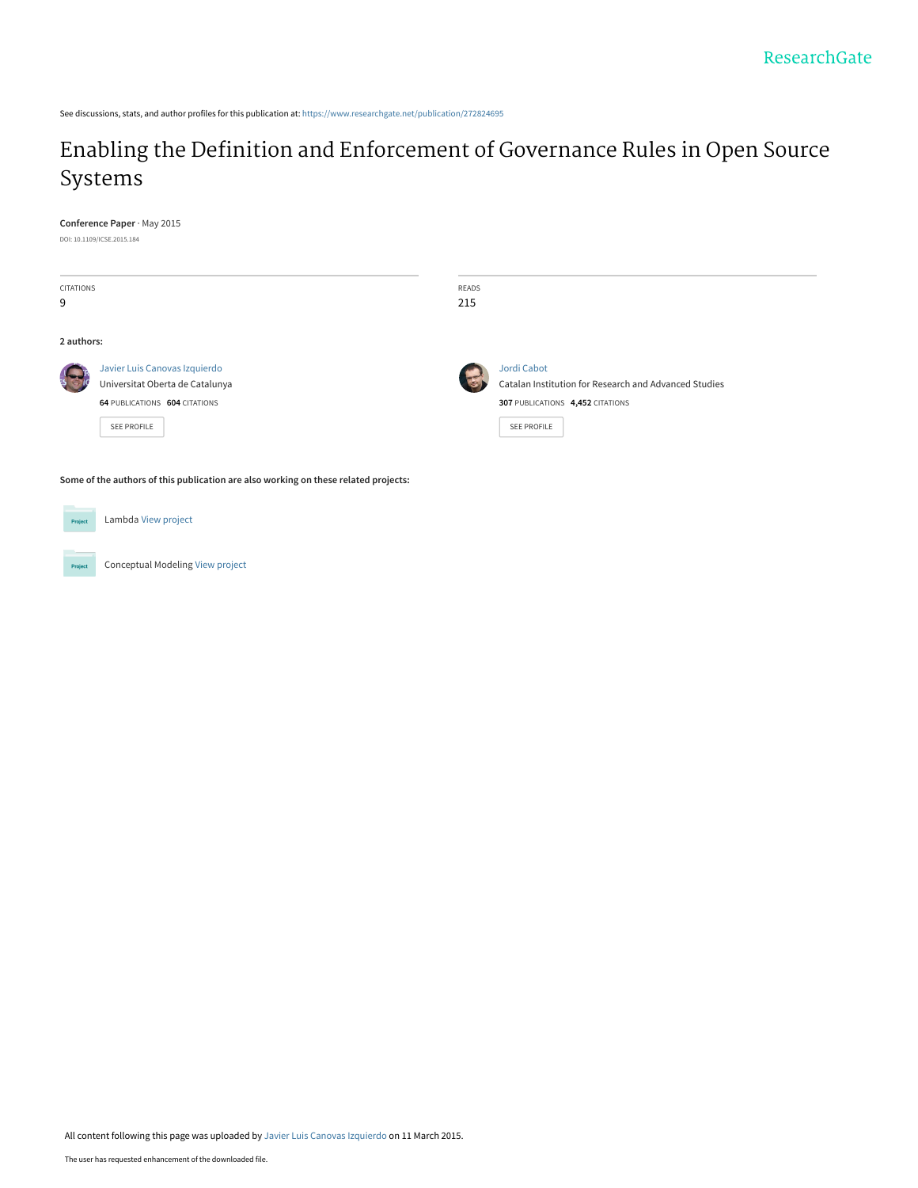See discussions, stats, and author profiles for this publication at: https://www.researchgate.net/publication/272824695

# Enabling the Definition and Enforcement of Governance Rules in Open Source Systems

**Conference Paper** · May 2015

DOI: 10.1109/ICSE.2015.184

| CITATIONS | READS |
|---|---|
| 9 | 215 |

**2 authors:**

**Javier Luis Canovas Izquierdo**
Universitat Oberta de Catalunya
**64** PUBLICATIONS **604** CITATIONS
SEE PROFILE

**Jordi Cabot**
Catalan Institution for Research and Advanced Studies
**307** PUBLICATIONS **4,452** CITATIONS
SEE PROFILE

**Some of the authors of this publication are also working on these related projects:**

- Lambda View project
- Conceptual Modeling View project

All content following this page was uploaded by Javier Luis Canovas Izquierdo on 11 March 2015.

The user has requested enhancement of the downloaded file.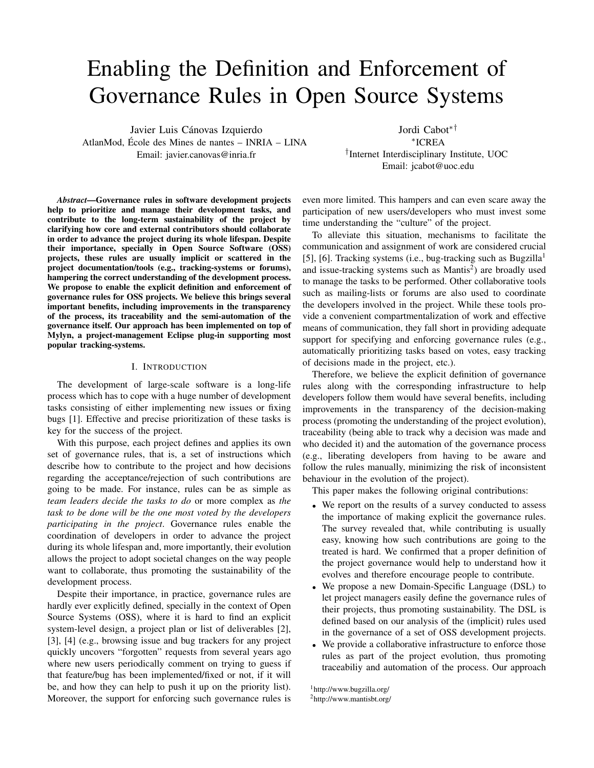# Enabling the Definition and Enforcement of Governance Rules in Open Source Systems

Javier Luis Cánovas Izquierdo
AtlanMod, École des Mines de nantes – INRIA – LINA
Email: javier.canovas@inria.fr

Jordi Cabot[\*†]
[\*]ICREA
[†]Internet Interdisciplinary Institute, UOC
Email: jcabot@uoc.edu

***Abstract*—Governance rules in software development projects help to prioritize and manage their development tasks, and contribute to the long-term sustainability of the project by clarifying how core and external contributors should collaborate in order to advance the project during its whole lifespan. Despite their importance, specially in Open Source Software (OSS) projects, these rules are usually implicit or scattered in the project documentation/tools (e.g., tracking-systems or forums), hampering the correct understanding of the development process. We propose to enable the explicit definition and enforcement of governance rules for OSS projects. We believe this brings several important benefits, including improvements in the transparency of the process, its traceability and the semi-automation of the governance itself. Our approach has been implemented on top of Mylyn, a project-management Eclipse plug-in supporting most popular tracking-systems.**

## I. Introduction

The development of large-scale software is a long-life process which has to cope with a huge number of development tasks consisting of either implementing new issues or fixing bugs [1]. Effective and precise prioritization of these tasks is key for the success of the project.

With this purpose, each project defines and applies its own set of governance rules, that is, a set of instructions which describe how to contribute to the project and how decisions regarding the acceptance/rejection of such contributions are going to be made. For instance, rules can be as simple as *team leaders decide the tasks to do* or more complex as *the task to be done will be the one most voted by the developers participating in the project*. Governance rules enable the coordination of developers in order to advance the project during its whole lifespan and, more importantly, their evolution allows the project to adopt societal changes on the way people want to collaborate, thus promoting the sustainability of the development process.

Despite their importance, in practice, governance rules are hardly ever explicitly defined, specially in the context of Open Source Systems (OSS), where it is hard to find an explicit system-level design, a project plan or list of deliverables [2], [3], [4] (e.g., browsing issue and bug trackers for any project quickly uncovers "forgotten" requests from several years ago where new users periodically comment on trying to guess if that feature/bug has been implemented/fixed or not, if it will be, and how they can help to push it up on the priority list). Moreover, the support for enforcing such governance rules is even more limited. This hampers and can even scare away the participation of new users/developers who must invest some time understanding the "culture" of the project.

To alleviate this situation, mechanisms to facilitate the communication and assignment of work are considered crucial [5], [6]. Tracking systems (i.e., bug-tracking such as Bugzilla[1] and issue-tracking systems such as Mantis[2]) are broadly used to manage the tasks to be performed. Other collaborative tools such as mailing-lists or forums are also used to coordinate the developers involved in the project. While these tools provide a convenient compartmentalization of work and effective means of communication, they fall short in providing adequate support for specifying and enforcing governance rules (e.g., automatically prioritizing tasks based on votes, easy tracking of decisions made in the project, etc.).

Therefore, we believe the explicit definition of governance rules along with the corresponding infrastructure to help developers follow them would have several benefits, including improvements in the transparency of the decision-making process (promoting the understanding of the project evolution), traceability (being able to track why a decision was made and who decided it) and the automation of the governance process (e.g., liberating developers from having to be aware and follow the rules manually, minimizing the risk of inconsistent behaviour in the evolution of the project).

This paper makes the following original contributions:

- We report on the results of a survey conducted to assess the importance of making explicit the governance rules. The survey revealed that, while contributing is usually easy, knowing how such contributions are going to the treated is hard. We confirmed that a proper definition of the project governance would help to understand how it evolves and therefore encourage people to contribute.
- We propose a new Domain-Specific Language (DSL) to let project managers easily define the governance rules of their projects, thus promoting sustainability. The DSL is defined based on our analysis of the (implicit) rules used in the governance of a set of OSS development projects.
- We provide a collaborative infrastructure to enforce those rules as part of the project evolution, thus promoting traceabiliy and automation of the process. Our approach

[1]http://www.bugzilla.org/
[2]http://www.mantisbt.org/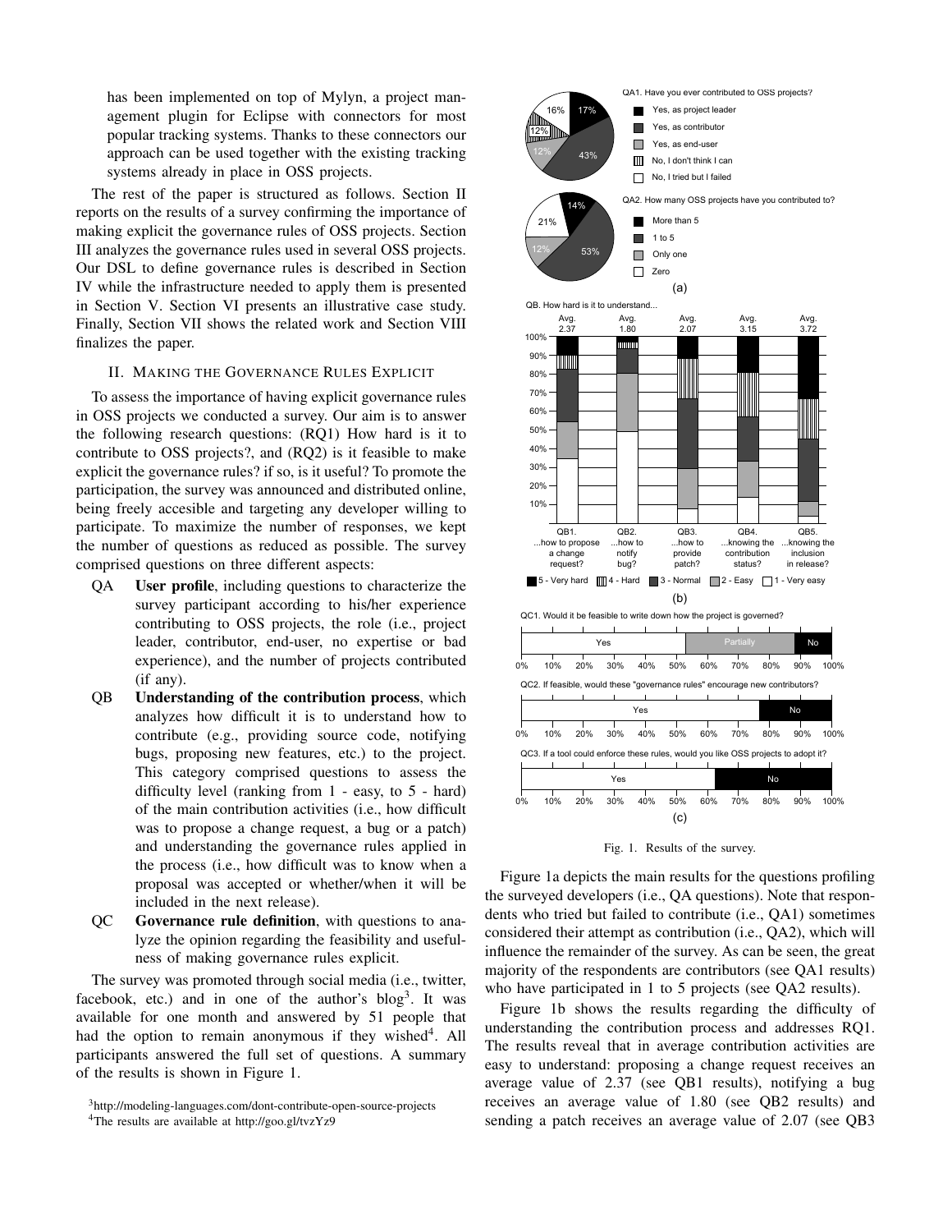has been implemented on top of Mylyn, a project management plugin for Eclipse with connectors for most popular tracking systems. Thanks to these connectors our approach can be used together with the existing tracking systems already in place in OSS projects.

The rest of the paper is structured as follows. Section II reports on the results of a survey confirming the importance of making explicit the governance rules of OSS projects. Section III analyzes the governance rules used in several OSS projects. Our DSL to define governance rules is described in Section IV while the infrastructure needed to apply them is presented in Section V. Section VI presents an illustrative case study. Finally, Section VII shows the related work and Section VIII finalizes the paper.

## II. Making the Governance Rules Explicit

To assess the importance of having explicit governance rules in OSS projects we conducted a survey. Our aim is to answer the following research questions: (RQ1) How hard is it to contribute to OSS projects?, and (RQ2) is it feasible to make explicit the governance rules? if so, is it useful? To promote the participation, the survey was announced and distributed online, being freely accesible and targeting any developer willing to participate. To maximize the number of responses, we kept the number of questions as reduced as possible. The survey comprised questions on three different aspects:

- QA **User profile**, including questions to characterize the survey participant according to his/her experience contributing to OSS projects, the role (i.e., project leader, contributor, end-user, no expertise or bad experience), and the number of projects contributed (if any).
- QB **Understanding of the contribution process**, which analyzes how difficult it is to understand how to contribute (e.g., providing source code, notifying bugs, proposing new features, etc.) to the project. This category comprised questions to assess the difficulty level (ranking from 1 - easy, to 5 - hard) of the main contribution activities (i.e., how difficult was to propose a change request, a bug or a patch) and understanding the governance rules applied in the process (i.e., how difficult was to know when a proposal was accepted or whether/when it will be included in the next release).
- QC **Governance rule definition**, with questions to analyze the opinion regarding the feasibility and usefulness of making governance rules explicit.

The survey was promoted through social media (i.e., twitter, facebook, etc.) and in one of the author's blog[3]. It was available for one month and answered by 51 people that had the option to remain anonymous if they wished[4]. All participants answered the full set of questions. A summary of the results is shown in Figure 1.

[3]http://modeling-languages.com/dont-contribute-open-source-projects

[4]The results are available at http://goo.gl/tvzYz9

Fig. 1. Results of the survey.

Figure 1a depicts the main results for the questions profiling the surveyed developers (i.e., QA questions). Note that respondents who tried but failed to contribute (i.e., QA1) sometimes considered their attempt as contribution (i.e., QA2), which will influence the remainder of the survey. As can be seen, the great majority of the respondents are contributors (see QA1 results) who have participated in 1 to 5 projects (see QA2 results).

Figure 1b shows the results regarding the difficulty of understanding the contribution process and addresses RQ1. The results reveal that in average contribution activities are easy to understand: proposing a change request receives an average value of 2.37 (see QB1 results), notifying a bug receives an average value of 1.80 (see QB2 results) and sending a patch receives an average value of 2.07 (see QB3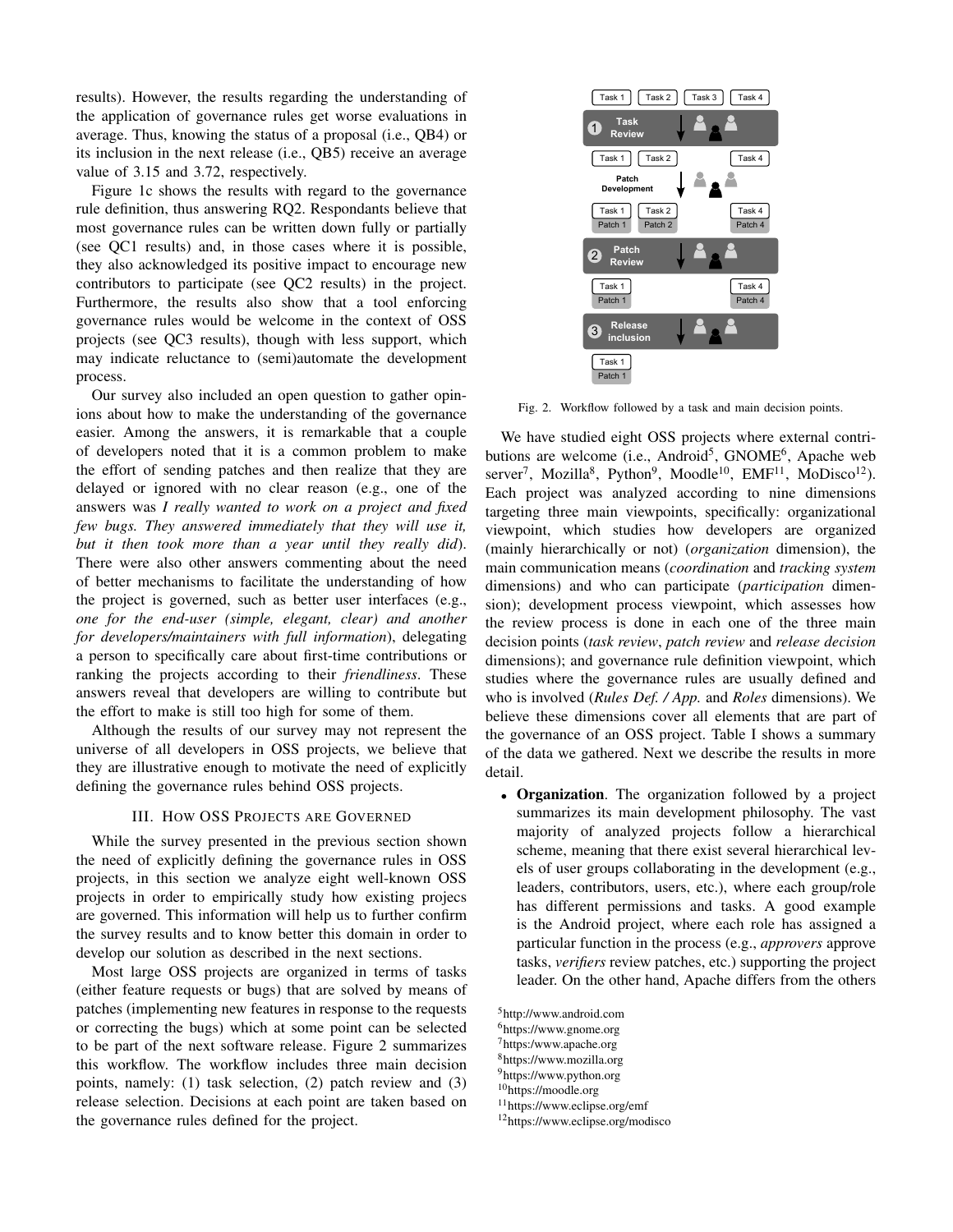results). However, the results regarding the understanding of the application of governance rules get worse evaluations in average. Thus, knowing the status of a proposal (i.e., QB4) or its inclusion in the next release (i.e., QB5) receive an average value of 3.15 and 3.72, respectively.

Figure 1c shows the results with regard to the governance rule definition, thus answering RQ2. Respondants believe that most governance rules can be written down fully or partially (see QC1 results) and, in those cases where it is possible, they also acknowledged its positive impact to encourage new contributors to participate (see QC2 results) in the project. Furthermore, the results also show that a tool enforcing governance rules would be welcome in the context of OSS projects (see QC3 results), though with less support, which may indicate reluctance to (semi)automate the development process.

Our survey also included an open question to gather opinions about how to make the understanding of the governance easier. Among the answers, it is remarkable that a couple of developers noted that it is a common problem to make the effort of sending patches and then realize that they are delayed or ignored with no clear reason (e.g., one of the answers was *I really wanted to work on a project and fixed few bugs. They answered immediately that they will use it, but it then took more than a year until they really did*). There were also other answers commenting about the need of better mechanisms to facilitate the understanding of how the project is governed, such as better user interfaces (e.g., *one for the end-user (simple, elegant, clear) and another for developers/maintainers with full information*), delegating a person to specifically care about first-time contributions or ranking the projects according to their *friendliness*. These answers reveal that developers are willing to contribute but the effort to make is still too high for some of them.

Although the results of our survey may not represent the universe of all developers in OSS projects, we believe that they are illustrative enough to motivate the need of explicitly defining the governance rules behind OSS projects.

## III. How OSS Projects are Governed

While the survey presented in the previous section shown the need of explicitly defining the governance rules in OSS projects, in this section we analyze eight well-known OSS projects in order to empirically study how existing projecs are governed. This information will help us to further confirm the survey results and to know better this domain in order to develop our solution as described in the next sections.

Most large OSS projects are organized in terms of tasks (either feature requests or bugs) that are solved by means of patches (implementing new features in response to the requests or correcting the bugs) which at some point can be selected to be part of the next software release. Figure 2 summarizes this workflow. The workflow includes three main decision points, namely: (1) task selection, (2) patch review and (3) release selection. Decisions at each point are taken based on the governance rules defined for the project.

Task 1
Task 2
Task 3
Task 4
1 Task Review
Task 1
Task 2
Task 4
Patch Development
Task 1
Patch 1
Task 2
Patch 2
Task 4
Patch 4
2 Patch Review
Task 1
Patch 1
Task 4
Patch 4
3 Release inclusion
Task 1
Patch 1

Fig. 2. Workflow followed by a task and main decision points.

We have studied eight OSS projects where external contributions are welcome (i.e., Android[5], GNOME[6], Apache web server[7], Mozilla[8], Python[9], Moodle[10], EMF[11], MoDisco[12]). Each project was analyzed according to nine dimensions targeting three main viewpoints, specifically: organizational viewpoint, which studies how developers are organized (mainly hierarchically or not) (*organization* dimension), the main communication means (*coordination* and *tracking system* dimensions) and who can participate (*participation* dimension); development process viewpoint, which assesses how the review process is done in each one of the three main decision points (*task review*, *patch review* and *release decision* dimensions); and governance rule definition viewpoint, which studies where the governance rules are usually defined and who is involved (*Rules Def. / App.* and *Roles* dimensions). We believe these dimensions cover all elements that are part of the governance of an OSS project. Table I shows a summary of the data we gathered. Next we describe the results in more detail.

- **Organization**. The organization followed by a project summarizes its main development philosophy. The vast majority of analyzed projects follow a hierarchical scheme, meaning that there exist several hierarchical levels of user groups collaborating in the development (e.g., leaders, contributors, users, etc.), where each group/role has different permissions and tasks. A good example is the Android project, where each role has assigned a particular function in the process (e.g., *approvers* approve tasks, *verifiers* review patches, etc.) supporting the project leader. On the other hand, Apache differs from the others

[5] http://www.android.com
[6] https://www.gnome.org
[7] https:/www.apache.org
[8] https://www.mozilla.org
[9] https://www.python.org
[10] https://moodle.org
[11] https://www.eclipse.org/emf
[12] https://www.eclipse.org/modisco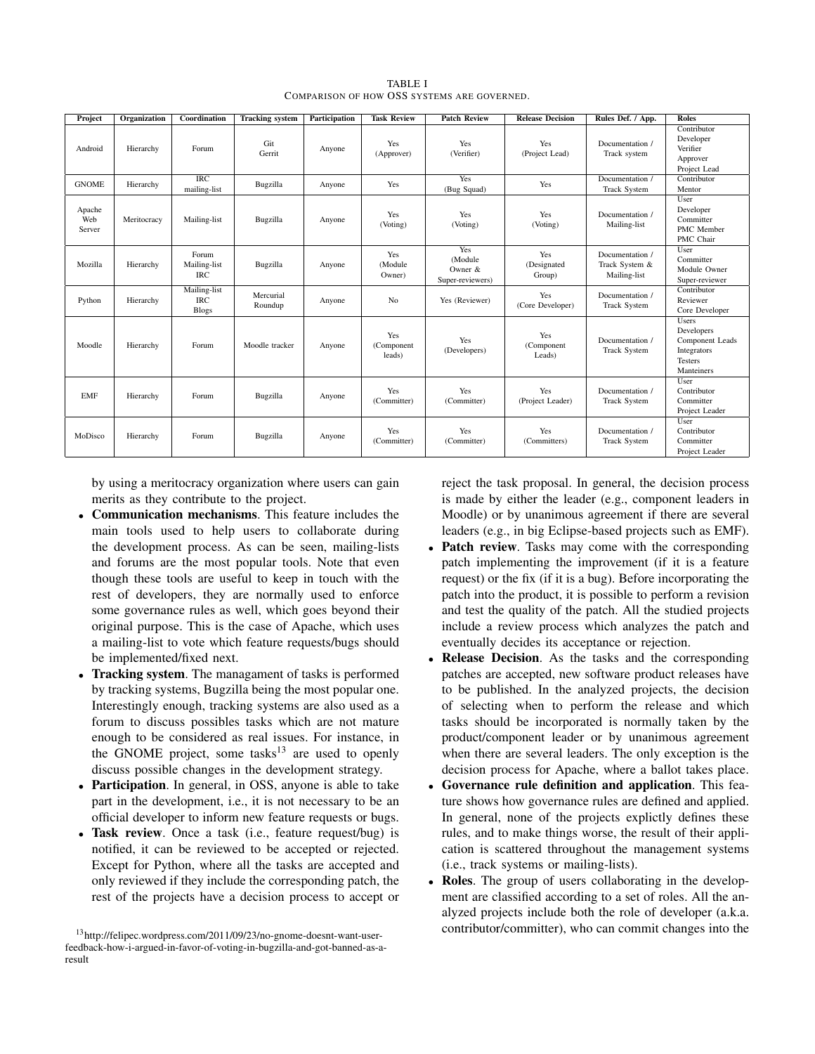TABLE I
COMPARISON OF HOW OSS SYSTEMS ARE GOVERNED.

| Project | Organization | Coordination | Tracking system | Participation | Task Review | Patch Review | Release Decision | Rules Def. / App. | Roles |
|---|---|---|---|---|---|---|---|---|---|
| Android | Hierarchy | Forum | Git Gerrit | Anyone | Yes (Approver) | Yes (Verifier) | Yes (Project Lead) | Documentation / Track system | Contributor Developer Verifier Approver Project Lead |
| GNOME | Hierarchy | IRC mailing-list | Bugzilla | Anyone | Yes | Yes (Bug Squad) | Yes | Documentation / Track System | Contributor Mentor |
| Apache Web Server | Meritocracy | Mailing-list | Bugzilla | Anyone | Yes (Voting) | Yes (Voting) | Yes (Voting) | Documentation / Mailing-list | User Developer Committer PMC Member PMC Chair |
| Mozilla | Hierarchy | Forum Mailing-list IRC | Bugzilla | Anyone | Yes (Module Owner) | Yes (Module Owner & Super-reviewers) | Yes (Designated Group) | Documentation / Track System & Mailing-list | User Committer Module Owner Super-reviewer |
| Python | Hierarchy | Mailing-list IRC Blogs | Mercurial Roundup | Anyone | No | Yes (Reviewer) | Yes (Core Developer) | Documentation / Track System | Contributor Reviewer Core Developer |
| Moodle | Hierarchy | Forum | Moodle tracker | Anyone | Yes (Component leads) | Yes (Developers) | Yes (Component Leads) | Documentation / Track System | Users Developers Component Leads Integrators Testers Manteiners |
| EMF | Hierarchy | Forum | Bugzilla | Anyone | Yes (Committer) | Yes (Committer) | Yes (Project Leader) | Documentation / Track System | User Contributor Committer Project Leader |
| MoDisco | Hierarchy | Forum | Bugzilla | Anyone | Yes (Committer) | Yes (Committer) | Yes (Committers) | Documentation / Track System | User Contributor Committer Project Leader |

by using a meritocracy organization where users can gain merits as they contribute to the project.

- **Communication mechanisms**. This feature includes the main tools used to help users to collaborate during the development process. As can be seen, mailing-lists and forums are the most popular tools. Note that even though these tools are useful to keep in touch with the rest of developers, they are normally used to enforce some governance rules as well, which goes beyond their original purpose. This is the case of Apache, which uses a mailing-list to vote which feature requests/bugs should be implemented/fixed next.
- **Tracking system**. The managament of tasks is performed by tracking systems, Bugzilla being the most popular one. Interestingly enough, tracking systems are also used as a forum to discuss possibles tasks which are not mature enough to be considered as real issues. For instance, in the GNOME project, some tasks[13] are used to openly discuss possible changes in the development strategy.
- **Participation**. In general, in OSS, anyone is able to take part in the development, i.e., it is not necessary to be an official developer to inform new feature requests or bugs.
- **Task review**. Once a task (i.e., feature request/bug) is notified, it can be reviewed to be accepted or rejected. Except for Python, where all the tasks are accepted and only reviewed if they include the corresponding patch, the rest of the projects have a decision process to accept or reject the task proposal. In general, the decision process is made by either the leader (e.g., component leaders in Moodle) or by unanimous agreement if there are several leaders (e.g., in big Eclipse-based projects such as EMF).
- **Patch review**. Tasks may come with the corresponding patch implementing the improvement (if it is a feature request) or the fix (if it is a bug). Before incorporating the patch into the product, it is possible to perform a revision and test the quality of the patch. All the studied projects include a review process which analyzes the patch and eventually decides its acceptance or rejection.
- **Release Decision**. As the tasks and the corresponding patches are accepted, new software product releases have to be published. In the analyzed projects, the decision of selecting when to perform the release and which tasks should be incorporated is normally taken by the product/component leader or by unanimous agreement when there are several leaders. The only exception is the decision process for Apache, where a ballot takes place.
- **Governance rule definition and application**. This feature shows how governance rules are defined and applied. In general, none of the projects explictly defines these rules, and to make things worse, the result of their application is scattered throughout the management systems (i.e., track systems or mailing-lists).
- **Roles**. The group of users collaborating in the development are classified according to a set of roles. All the analyzed projects include both the role of developer (a.k.a. contributor/committer), who can commit changes into the

[13] http://felipec.wordpress.com/2011/09/23/no-gnome-doesnt-want-user-feedback-how-i-argued-in-favor-of-voting-in-bugzilla-and-got-banned-as-a-result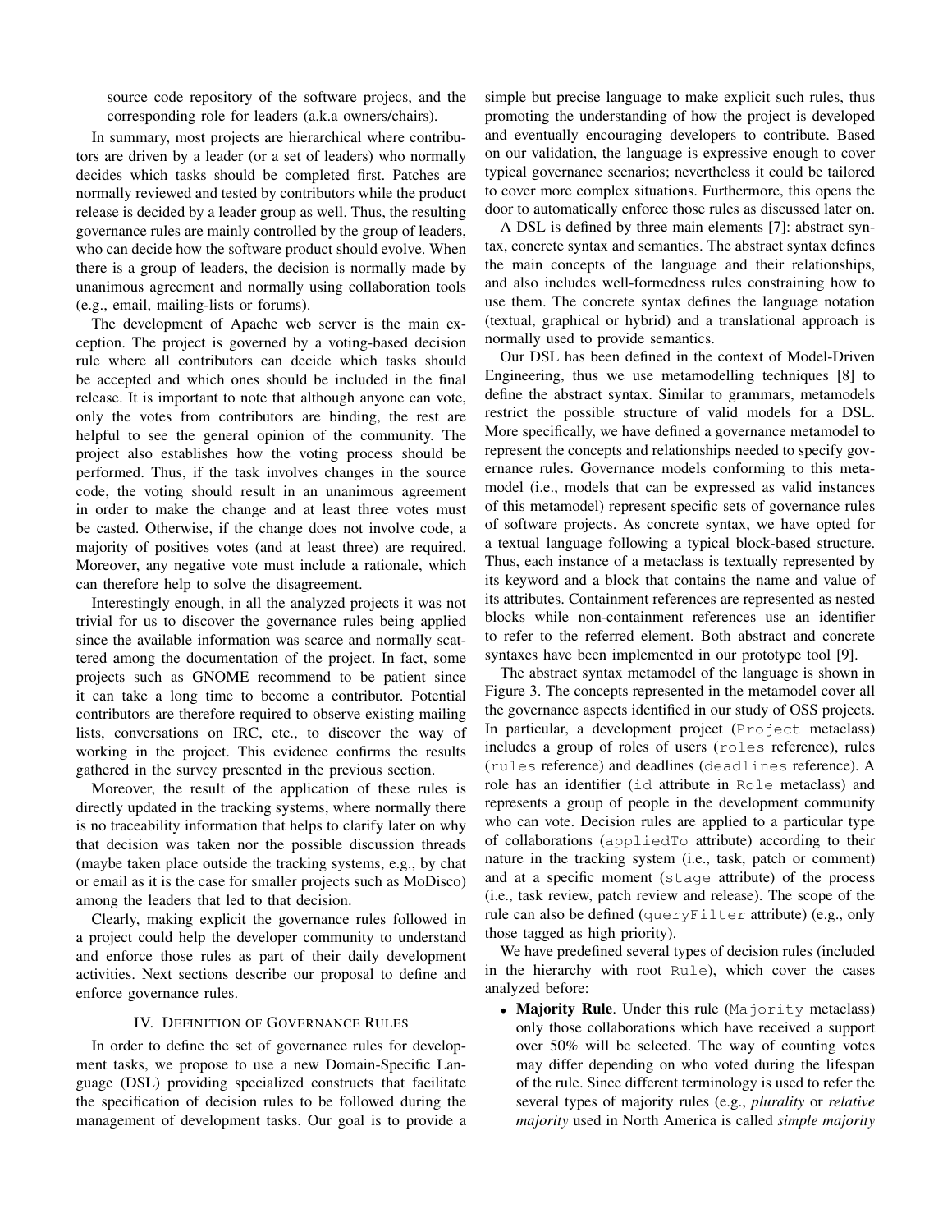source code repository of the software projecs, and the corresponding role for leaders (a.k.a owners/chairs).

In summary, most projects are hierarchical where contributors are driven by a leader (or a set of leaders) who normally decides which tasks should be completed first. Patches are normally reviewed and tested by contributors while the product release is decided by a leader group as well. Thus, the resulting governance rules are mainly controlled by the group of leaders, who can decide how the software product should evolve. When there is a group of leaders, the decision is normally made by unanimous agreement and normally using collaboration tools (e.g., email, mailing-lists or forums).

The development of Apache web server is the main exception. The project is governed by a voting-based decision rule where all contributors can decide which tasks should be accepted and which ones should be included in the final release. It is important to note that although anyone can vote, only the votes from contributors are binding, the rest are helpful to see the general opinion of the community. The project also establishes how the voting process should be performed. Thus, if the task involves changes in the source code, the voting should result in an unanimous agreement in order to make the change and at least three votes must be casted. Otherwise, if the change does not involve code, a majority of positives votes (and at least three) are required. Moreover, any negative vote must include a rationale, which can therefore help to solve the disagreement.

Interestingly enough, in all the analyzed projects it was not trivial for us to discover the governance rules being applied since the available information was scarce and normally scattered among the documentation of the project. In fact, some projects such as GNOME recommend to be patient since it can take a long time to become a contributor. Potential contributors are therefore required to observe existing mailing lists, conversations on IRC, etc., to discover the way of working in the project. This evidence confirms the results gathered in the survey presented in the previous section.

Moreover, the result of the application of these rules is directly updated in the tracking systems, where normally there is no traceability information that helps to clarify later on why that decision was taken nor the possible discussion threads (maybe taken place outside the tracking systems, e.g., by chat or email as it is the case for smaller projects such as MoDisco) among the leaders that led to that decision.

Clearly, making explicit the governance rules followed in a project could help the developer community to understand and enforce those rules as part of their daily development activities. Next sections describe our proposal to define and enforce governance rules.

## IV. Definition of Governance Rules

In order to define the set of governance rules for development tasks, we propose to use a new Domain-Specific Language (DSL) providing specialized constructs that facilitate the specification of decision rules to be followed during the management of development tasks. Our goal is to provide a simple but precise language to make explicit such rules, thus promoting the understanding of how the project is developed and eventually encouraging developers to contribute. Based on our validation, the language is expressive enough to cover typical governance scenarios; nevertheless it could be tailored to cover more complex situations. Furthermore, this opens the door to automatically enforce those rules as discussed later on.

A DSL is defined by three main elements [7]: abstract syntax, concrete syntax and semantics. The abstract syntax defines the main concepts of the language and their relationships, and also includes well-formedness rules constraining how to use them. The concrete syntax defines the language notation (textual, graphical or hybrid) and a translational approach is normally used to provide semantics.

Our DSL has been defined in the context of Model-Driven Engineering, thus we use metamodelling techniques [8] to define the abstract syntax. Similar to grammars, metamodels restrict the possible structure of valid models for a DSL. More specifically, we have defined a governance metamodel to represent the concepts and relationships needed to specify governance rules. Governance models conforming to this metamodel (i.e., models that can be expressed as valid instances of this metamodel) represent specific sets of governance rules of software projects. As concrete syntax, we have opted for a textual language following a typical block-based structure. Thus, each instance of a metaclass is textually represented by its keyword and a block that contains the name and value of its attributes. Containment references are represented as nested blocks while non-containment references use an identifier to refer to the referred element. Both abstract and concrete syntaxes have been implemented in our prototype tool [9].

The abstract syntax metamodel of the language is shown in Figure 3. The concepts represented in the metamodel cover all the governance aspects identified in our study of OSS projects. In particular, a development project (`Project` metaclass) includes a group of roles of users (`roles` reference), rules (`rules` reference) and deadlines (`deadlines` reference). A role has an identifier (`id` attribute in `Role` metaclass) and represents a group of people in the development community who can vote. Decision rules are applied to a particular type of collaborations (`appliedTo` attribute) according to their nature in the tracking system (i.e., task, patch or comment) and at a specific moment (`stage` attribute) of the process (i.e., task review, patch review and release). The scope of the rule can also be defined (`queryFilter` attribute) (e.g., only those tagged as high priority).

We have predefined several types of decision rules (included in the hierarchy with root `Rule`), which cover the cases analyzed before:

- **Majority Rule**. Under this rule (`Majority` metaclass) only those collaborations which have received a support over 50% will be selected. The way of counting votes may differ depending on who voted during the lifespan of the rule. Since different terminology is used to refer the several types of majority rules (e.g., *plurality* or *relative majority* used in North America is called *simple majority*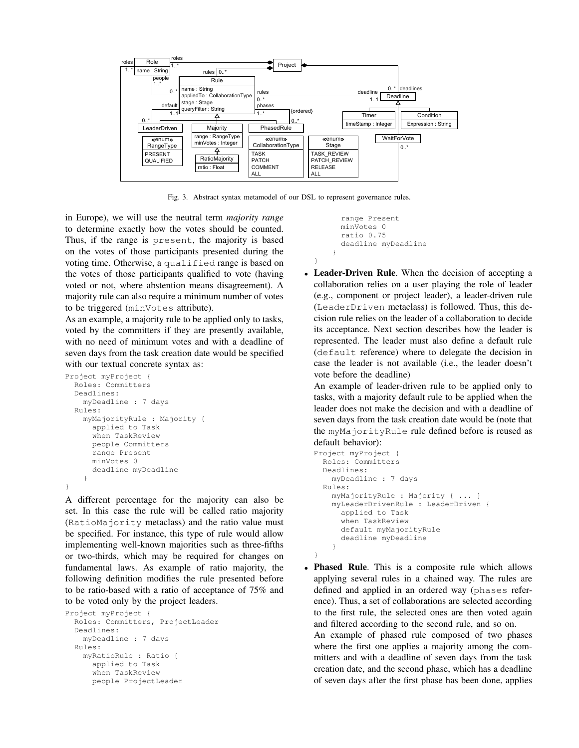Fig. 3. Abstract syntax metamodel of our DSL to represent governance rules.

in Europe), we will use the neutral term *majority range* to determine exactly how the votes should be counted. Thus, if the range is `present`, the majority is based on the votes of those participants presented during the voting time. Otherwise, a `qualified` range is based on the votes of those participants qualified to vote (having voted or not, where abstention means disagreement). A majority rule can also require a minimum number of votes to be triggered (`minVotes` attribute).

As an example, a majority rule to be applied only to tasks, voted by the committers if they are presently available, with no need of minimum votes and with a deadline of seven days from the task creation date would be specified with our textual concrete syntax as:

```
Project myProject {
  Roles: Committers
  Deadlines:
    myDeadline : 7 days
  Rules:
    myMajorityRule : Majority {
      applied to Task
      when TaskReview
      people Committers
      range Present
      minVotes 0
      deadline myDeadline
    }
}
```

A different percentage for the majority can also be set. In this case the rule will be called ratio majority (`RatioMajority` metaclass) and the ratio value must be specified. For instance, this type of rule would allow implementing well-known majorities such as three-fifths or two-thirds, which may be required for changes on fundamental laws. As example of ratio majority, the following definition modifies the rule presented before to be ratio-based with a ratio of acceptance of 75% and to be voted only by the project leaders.

```
Project myProject {
  Roles: Committers, ProjectLeader
  Deadlines:
    myDeadline : 7 days
  Rules:
    myRatioRule : Ratio {
      applied to Task
      when TaskReview
      people ProjectLeader
      range Present
      minVotes 0
      ratio 0.75
      deadline myDeadline
    }
}
```

- **Leader-Driven Rule**. When the decision of accepting a collaboration relies on a user playing the role of leader (e.g., component or project leader), a leader-driven rule (`LeaderDriven` metaclass) is followed. Thus, this decision rule relies on the leader of a collaboration to decide its acceptance. Next section describes how the leader is represented. The leader must also define a default rule (`default` reference) where to delegate the decision in case the leader is not available (i.e., the leader doesn't vote before the deadline)

  An example of leader-driven rule to be applied only to tasks, with a majority default rule to be applied when the leader does not make the decision and with a deadline of seven days from the task creation date would be (note that the `myMajorityRule` rule defined before is reused as default behavior):

```
Project myProject {
  Roles: Committers
  Deadlines:
    myDeadline : 7 days
  Rules:
    myMajorityRule : Majority { ... }
    myLeaderDrivenRule : LeaderDriven {
      applied to Task
      when TaskReview
      default myMajorityRule
      deadline myDeadline
    }
}
```

- **Phased Rule**. This is a composite rule which allows applying several rules in a chained way. The rules are defined and applied in an ordered way (`phases` reference). Thus, a set of collaborations are selected according to the first rule, the selected ones are then voted again and filtered according to the second rule, and so on.

  An example of phased rule composed of two phases where the first one applies a majority among the committers and with a deadline of seven days from the task creation date, and the second phase, which has a deadline of seven days after the first phase has been done, applies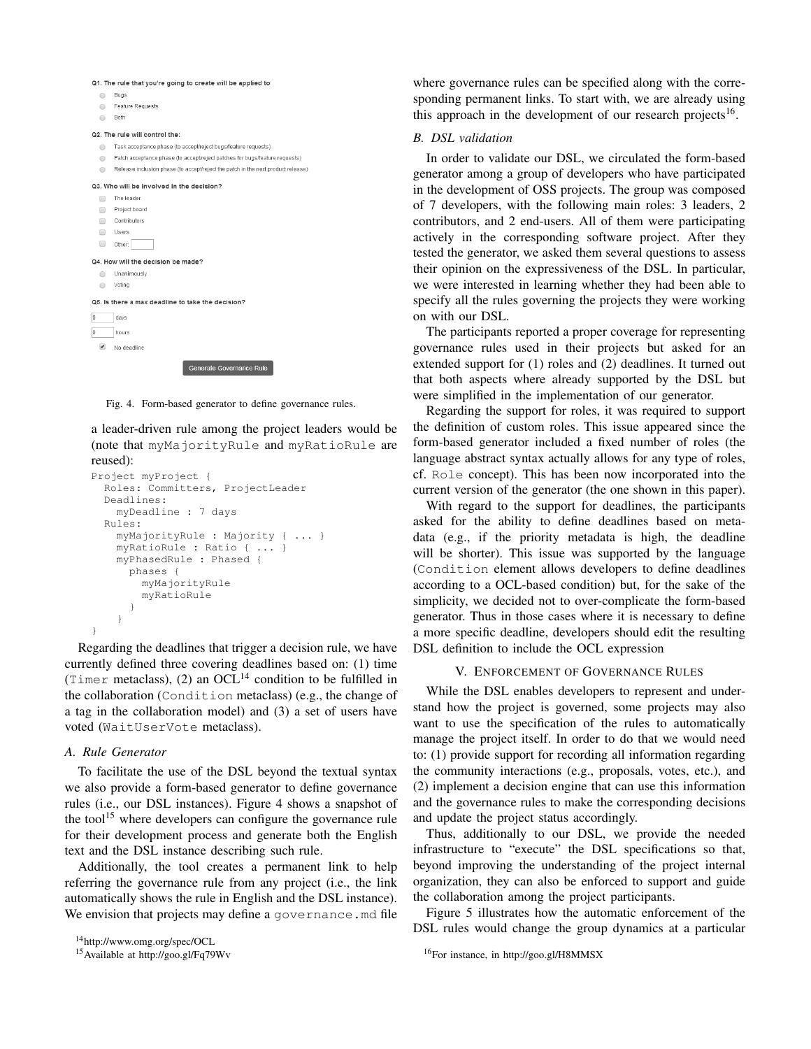Q1. The rule that you're going to create will be applied to

- Bugs
- Feature Requests
- Both

Q2. The rule will control the:

- Task acceptance phase (to accept/reject bugs/feature requests)
- Patch acceptance phase (to accept/reject patches for bugs/feature requests)
- Release inclusion phase (to accept/reject the patch in the next product release)

Q3. Who will be involved in the decision?

- The leader
- Project board
- Contributors
- Users
- Other:

Q4. How will the decision be made?

- Unanimously
- Voting

Q5. Is there a max deadline to take the decision?

0 days

0 hours

No deadline

Generate Governance Rule

Fig. 4. Form-based generator to define governance rules.

a leader-driven rule among the project leaders would be (note that `myMajorityRule` and `myRatioRule` are reused):

```
Project myProject {
  Roles: Committers, ProjectLeader
  Deadlines:
    myDeadline : 7 days
  Rules:
    myMajorityRule : Majority { ... }
    myRatioRule : Ratio { ... }
    myPhasedRule : Phased {
      phases {
        myMajorityRule
        myRatioRule
      }
    }
}
```

Regarding the deadlines that trigger a decision rule, we have currently defined three covering deadlines based on: (1) time (`Timer` metaclass), (2) an OCL[14] condition to be fulfilled in the collaboration (`Condition` metaclass) (e.g., the change of a tag in the collaboration model) and (3) a set of users have voted (`WaitUserVote` metaclass).

### A. Rule Generator

To facilitate the use of the DSL beyond the textual syntax we also provide a form-based generator to define governance rules (i.e., our DSL instances). Figure 4 shows a snapshot of the tool[15] where developers can configure the governance rule for their development process and generate both the English text and the DSL instance describing such rule.

Additionally, the tool creates a permanent link to help referring the governance rule from any project (i.e., the link automatically shows the rule in English and the DSL instance). We envision that projects may define a `governance.md` file where governance rules can be specified along with the corresponding permanent links. To start with, we are already using this approach in the development of our research projects[16].

### B. DSL validation

In order to validate our DSL, we circulated the form-based generator among a group of developers who have participated in the development of OSS projects. The group was composed of 7 developers, with the following main roles: 3 leaders, 2 contributors, and 2 end-users. All of them were participating actively in the corresponding software project. After they tested the generator, we asked them several questions to assess their opinion on the expressiveness of the DSL. In particular, we were interested in learning whether they had been able to specify all the rules governing the projects they were working on with our DSL.

The participants reported a proper coverage for representing governance rules used in their projects but asked for an extended support for (1) roles and (2) deadlines. It turned out that both aspects where already supported by the DSL but were simplified in the implementation of our generator.

Regarding the support for roles, it was required to support the definition of custom roles. This issue appeared since the form-based generator included a fixed number of roles (the language abstract syntax actually allows for any type of roles, cf. `Role` concept). This has been now incorporated into the current version of the generator (the one shown in this paper).

With regard to the support for deadlines, the participants asked for the ability to define deadlines based on metadata (e.g., if the priority metadata is high, the deadline will be shorter). This issue was supported by the language (`Condition` element allows developers to define deadlines according to a OCL-based condition) but, for the sake of the simplicity, we decided not to over-complicate the form-based generator. Thus in those cases where it is necessary to define a more specific deadline, developers should edit the resulting DSL definition to include the OCL expression

## V. Enforcement of Governance Rules

While the DSL enables developers to represent and understand how the project is governed, some projects may also want to use the specification of the rules to automatically manage the project itself. In order to do that we would need to: (1) provide support for recording all information regarding the community interactions (e.g., proposals, votes, etc.), and (2) implement a decision engine that can use this information and the governance rules to make the corresponding decisions and update the project status accordingly.

Thus, additionally to our DSL, we provide the needed infrastructure to "execute" the DSL specifications so that, beyond improving the understanding of the project internal organization, they can also be enforced to support and guide the collaboration among the project participants.

Figure 5 illustrates how the automatic enforcement of the DSL rules would change the group dynamics at a particular

[14] http://www.omg.org/spec/OCL

[15] Available at http://goo.gl/Fq79Wv

[16] For instance, in http://goo.gl/H8MMSX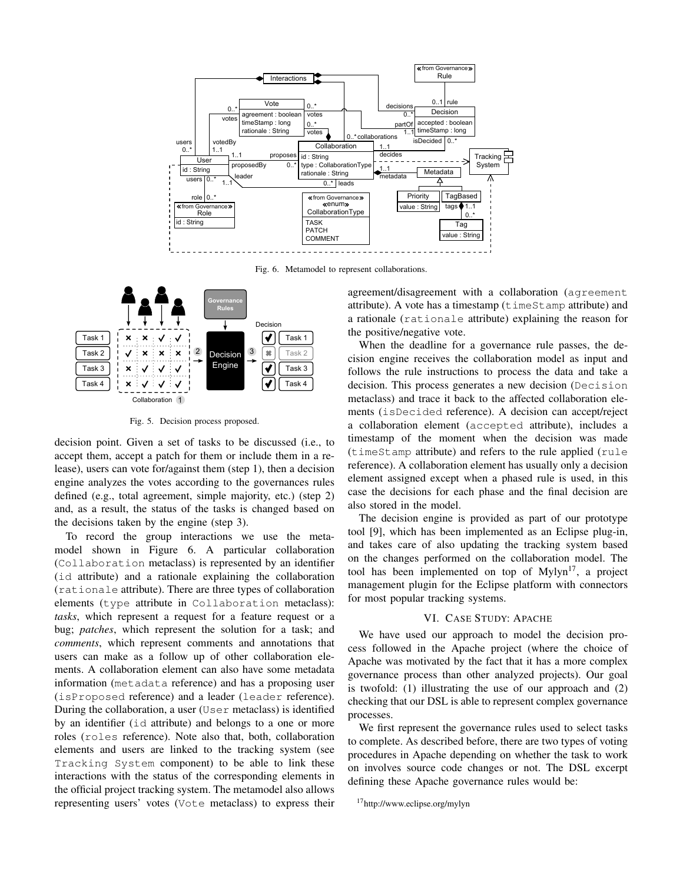Fig. 6. Metamodel to represent collaborations.

Fig. 5. Decision process proposed.

decision point. Given a set of tasks to be discussed (i.e., to accept them, accept a patch for them or include them in a release), users can vote for/against them (step 1), then a decision engine analyzes the votes according to the governances rules defined (e.g., total agreement, simple majority, etc.) (step 2) and, as a result, the status of the tasks is changed based on the decisions taken by the engine (step 3).

To record the group interactions we use the metamodel shown in Figure 6. A particular collaboration (Collaboration metaclass) is represented by an identifier (id attribute) and a rationale explaining the collaboration (rationale attribute). There are three types of collaboration elements (type attribute in Collaboration metaclass): *tasks*, which represent a request for a feature request or a bug; *patches*, which represent the solution for a task; and *comments*, which represent comments and annotations that users can make as a follow up of other collaboration elements. A collaboration element can also have some metadata information (metadata reference) and has a proposing user (isProposed reference) and a leader (leader reference). During the collaboration, a user (User metaclass) is identified by an identifier (id attribute) and belongs to a one or more roles (roles reference). Note also that, both, collaboration elements and users are linked to the tracking system (see Tracking System component) to be able to link these interactions with the status of the corresponding elements in the official project tracking system. The metamodel also allows representing users' votes (Vote metaclass) to express their agreement/disagreement with a collaboration (agreement attribute). A vote has a timestamp (timeStamp attribute) and a rationale (rationale attribute) explaining the reason for the positive/negative vote.

When the deadline for a governance rule passes, the decision engine receives the collaboration model as input and follows the rule instructions to process the data and take a decision. This process generates a new decision (Decision metaclass) and trace it back to the affected collaboration elements (isDecided reference). A decision can accept/reject a collaboration element (accepted attribute), includes a timestamp of the moment when the decision was made (timeStamp attribute) and refers to the rule applied (rule reference). A collaboration element has usually only a decision element assigned except when a phased rule is used, in this case the decisions for each phase and the final decision are also stored in the model.

The decision engine is provided as part of our prototype tool [9], which has been implemented as an Eclipse plug-in, and takes care of also updating the tracking system based on the changes performed on the collaboration model. The tool has been implemented on top of Mylyn[17], a project management plugin for the Eclipse platform with connectors for most popular tracking systems.

## VI. Case Study: Apache

We have used our approach to model the decision process followed in the Apache project (where the choice of Apache was motivated by the fact that it has a more complex governance process than other analyzed projects). Our goal is twofold: (1) illustrating the use of our approach and (2) checking that our DSL is able to represent complex governance processes.

We first represent the governance rules used to select tasks to complete. As described before, there are two types of voting procedures in Apache depending on whether the task to work on involves source code changes or not. The DSL excerpt defining these Apache governance rules would be:

[17]http://www.eclipse.org/mylyn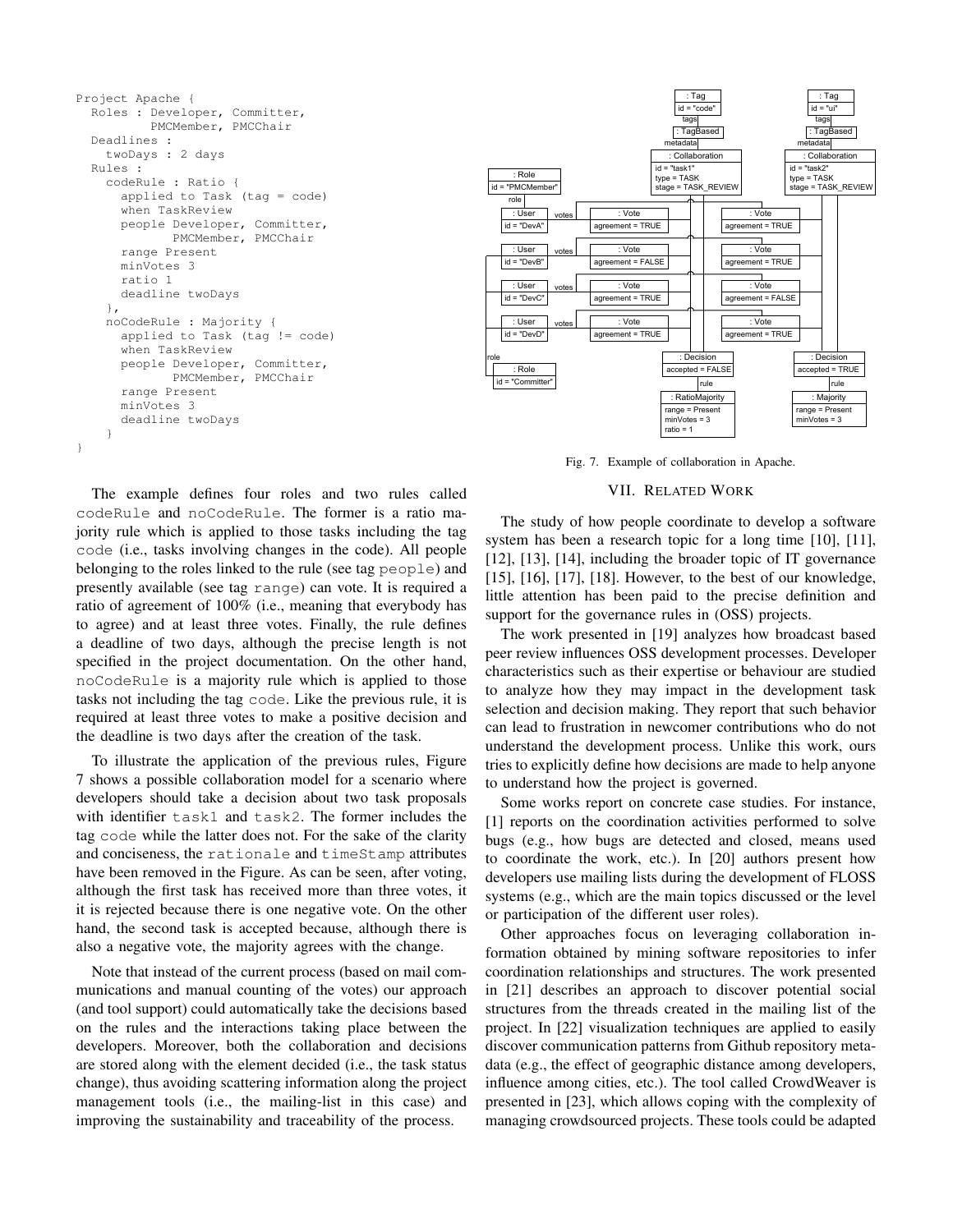```
Project Apache {
  Roles : Developer, Committer,
          PMCMember, PMCChair
  Deadlines :
    twoDays : 2 days
  Rules :
    codeRule : Ratio {
      applied to Task (tag = code)
      when TaskReview
      people Developer, Committer,
             PMCMember, PMCChair
      range Present
      minVotes 3
      ratio 1
      deadline twoDays
    },
    noCodeRule : Majority {
      applied to Task (tag != code)
      when TaskReview
      people Developer, Committer,
             PMCMember, PMCChair
      range Present
      minVotes 3
      deadline twoDays
    }
}
```

The example defines four roles and two rules called `codeRule` and `noCodeRule`. The former is a ratio majority rule which is applied to those tasks including the tag `code` (i.e., tasks involving changes in the code). All people belonging to the roles linked to the rule (see tag `people`) and presently available (see tag `range`) can vote. It is required a ratio of agreement of 100% (i.e., meaning that everybody has to agree) and at least three votes. Finally, the rule defines a deadline of two days, although the precise length is not specified in the project documentation. On the other hand, `noCodeRule` is a majority rule which is applied to those tasks not including the tag `code`. Like the previous rule, it is required at least three votes to make a positive decision and the deadline is two days after the creation of the task.

To illustrate the application of the previous rules, Figure 7 shows a possible collaboration model for a scenario where developers should take a decision about two task proposals with identifier `task1` and `task2`. The former includes the tag `code` while the latter does not. For the sake of the clarity and conciseness, the `rationale` and `timeStamp` attributes have been removed in the Figure. As can be seen, after voting, although the first task has received more than three votes, it it is rejected because there is one negative vote. On the other hand, the second task is accepted because, although there is also a negative vote, the majority agrees with the change.

Note that instead of the current process (based on mail communications and manual counting of the votes) our approach (and tool support) could automatically take the decisions based on the rules and the interactions taking place between the developers. Moreover, both the collaboration and decisions are stored along with the element decided (i.e., the task status change), thus avoiding scattering information along the project management tools (i.e., the mailing-list in this case) and improving the sustainability and traceability of the process.

: Tag
id = "code"
tags
: TagBased
metadata
: Collaboration
id = "task1"
type = TASK
stage = TASK_REVIEW

: Tag
id = "ui"
tags
: TagBased
metadata
: Collaboration
id = "task2"
type = TASK
stage = TASK_REVIEW

: Role
id = "PMCMember"
role

: User id = "DevA" votes : Vote agreement = TRUE : Vote agreement = TRUE
: User id = "DevB" votes : Vote agreement = FALSE : Vote agreement = TRUE
: User id = "DevC" votes : Vote agreement = TRUE : Vote agreement = FALSE
: User id = "DevD" votes : Vote agreement = TRUE : Vote agreement = TRUE

role
: Role
id = "Committer"

: Decision
accepted = FALSE
rule
: RatioMajority
range = Present
minVotes = 3
ratio = 1

: Decision
accepted = TRUE
rule
: Majority
range = Present
minVotes = 3

Fig. 7. Example of collaboration in Apache.

## VII. Related Work

The study of how people coordinate to develop a software system has been a research topic for a long time [10], [11], [12], [13], [14], including the broader topic of IT governance [15], [16], [17], [18]. However, to the best of our knowledge, little attention has been paid to the precise definition and support for the governance rules in (OSS) projects.

The work presented in [19] analyzes how broadcast based peer review influences OSS development processes. Developer characteristics such as their expertise or behaviour are studied to analyze how they may impact in the development task selection and decision making. They report that such behavior can lead to frustration in newcomer contributions who do not understand the development process. Unlike this work, ours tries to explicitly define how decisions are made to help anyone to understand how the project is governed.

Some works report on concrete case studies. For instance, [1] reports on the coordination activities performed to solve bugs (e.g., how bugs are detected and closed, means used to coordinate the work, etc.). In [20] authors present how developers use mailing lists during the development of FLOSS systems (e.g., which are the main topics discussed or the level or participation of the different user roles).

Other approaches focus on leveraging collaboration information obtained by mining software repositories to infer coordination relationships and structures. The work presented in [21] describes an approach to discover potential social structures from the threads created in the mailing list of the project. In [22] visualization techniques are applied to easily discover communication patterns from Github repository metadata (e.g., the effect of geographic distance among developers, influence among cities, etc.). The tool called CrowdWeaver is presented in [23], which allows coping with the complexity of managing crowdsourced projects. These tools could be adapted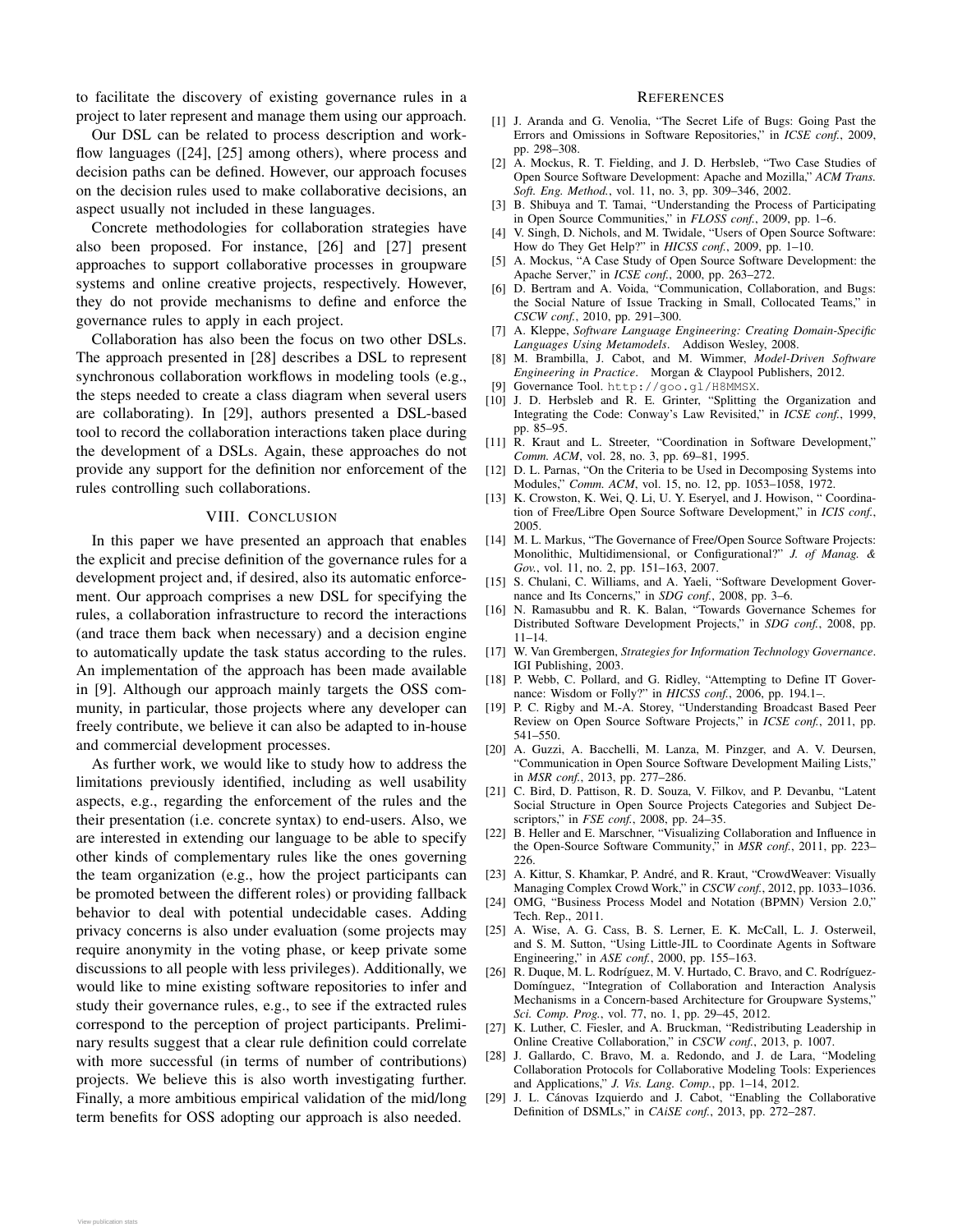to facilitate the discovery of existing governance rules in a project to later represent and manage them using our approach.

Our DSL can be related to process description and workflow languages ([24], [25] among others), where process and decision paths can be defined. However, our approach focuses on the decision rules used to make collaborative decisions, an aspect usually not included in these languages.

Concrete methodologies for collaboration strategies have also been proposed. For instance, [26] and [27] present approaches to support collaborative processes in groupware systems and online creative projects, respectively. However, they do not provide mechanisms to define and enforce the governance rules to apply in each project.

Collaboration has also been the focus on two other DSLs. The approach presented in [28] describes a DSL to represent synchronous collaboration workflows in modeling tools (e.g., the steps needed to create a class diagram when several users are collaborating). In [29], authors presented a DSL-based tool to record the collaboration interactions taken place during the development of a DSLs. Again, these approaches do not provide any support for the definition nor enforcement of the rules controlling such collaborations.

## VIII. Conclusion

In this paper we have presented an approach that enables the explicit and precise definition of the governance rules for a development project and, if desired, also its automatic enforcement. Our approach comprises a new DSL for specifying the rules, a collaboration infrastructure to record the interactions (and trace them back when necessary) and a decision engine to automatically update the task status according to the rules. An implementation of the approach has been made available in [9]. Although our approach mainly targets the OSS community, in particular, those projects where any developer can freely contribute, we believe it can also be adapted to in-house and commercial development processes.

As further work, we would like to study how to address the limitations previously identified, including as well usability aspects, e.g., regarding the enforcement of the rules and the their presentation (i.e. concrete syntax) to end-users. Also, we are interested in extending our language to be able to specify other kinds of complementary rules like the ones governing the team organization (e.g., how the project participants can be promoted between the different roles) or providing fallback behavior to deal with potential undecidable cases. Adding privacy concerns is also under evaluation (some projects may require anonymity in the voting phase, or keep private some discussions to all people with less privileges). Additionally, we would like to mine existing software repositories to infer and study their governance rules, e.g., to see if the extracted rules correspond to the perception of project participants. Preliminary results suggest that a clear rule definition could correlate with more successful (in terms of number of contributions) projects. We believe this is also worth investigating further. Finally, a more ambitious empirical validation of the mid/long term benefits for OSS adopting our approach is also needed.

## References

[1] J. Aranda and G. Venolia, "The Secret Life of Bugs: Going Past the Errors and Omissions in Software Repositories," in *ICSE conf.*, 2009, pp. 298–308.

[2] A. Mockus, R. T. Fielding, and J. D. Herbsleb, "Two Case Studies of Open Source Software Development: Apache and Mozilla," *ACM Trans. Soft. Eng. Method.*, vol. 11, no. 3, pp. 309–346, 2002.

[3] B. Shibuya and T. Tamai, "Understanding the Process of Participating in Open Source Communities," in *FLOSS conf.*, 2009, pp. 1–6.

[4] V. Singh, D. Nichols, and M. Twidale, "Users of Open Source Software: How do They Get Help?" in *HICSS conf.*, 2009, pp. 1–10.

[5] A. Mockus, "A Case Study of Open Source Software Development: the Apache Server," in *ICSE conf.*, 2000, pp. 263–272.

[6] D. Bertram and A. Voida, "Communication, Collaboration, and Bugs: the Social Nature of Issue Tracking in Small, Collocated Teams," in *CSCW conf.*, 2010, pp. 291–300.

[7] A. Kleppe, *Software Language Engineering: Creating Domain-Specific Languages Using Metamodels*. Addison Wesley, 2008.

[8] M. Brambilla, J. Cabot, and M. Wimmer, *Model-Driven Software Engineering in Practice*. Morgan & Claypool Publishers, 2012.

[9] Governance Tool. http://goo.gl/H8MMSX.

[10] J. D. Herbsleb and R. E. Grinter, "Splitting the Organization and Integrating the Code: Conway's Law Revisited," in *ICSE conf.*, 1999, pp. 85–95.

[11] R. Kraut and L. Streeter, "Coordination in Software Development," *Comm. ACM*, vol. 28, no. 3, pp. 69–81, 1995.

[12] D. L. Parnas, "On the Criteria to be Used in Decomposing Systems into Modules," *Comm. ACM*, vol. 15, no. 12, pp. 1053–1058, 1972.

[13] K. Crowston, K. Wei, Q. Li, U. Y. Eseryel, and J. Howison, " Coordination of Free/Libre Open Source Software Development," in *ICIS conf.*, 2005.

[14] M. L. Markus, "The Governance of Free/Open Source Software Projects: Monolithic, Multidimensional, or Configurational?" *J. of Manag. & Gov.*, vol. 11, no. 2, pp. 151–163, 2007.

[15] S. Chulani, C. Williams, and A. Yaeli, "Software Development Governance and Its Concerns," in *SDG conf.*, 2008, pp. 3–6.

[16] N. Ramasubbu and R. K. Balan, "Towards Governance Schemes for Distributed Software Development Projects," in *SDG conf.*, 2008, pp. 11–14.

[17] W. Van Grembergen, *Strategies for Information Technology Governance*. IGI Publishing, 2003.

[18] P. Webb, C. Pollard, and G. Ridley, "Attempting to Define IT Governance: Wisdom or Folly?" in *HICSS conf.*, 2006, pp. 194.1–.

[19] P. C. Rigby and M.-A. Storey, "Understanding Broadcast Based Peer Review on Open Source Software Projects," in *ICSE conf.*, 2011, pp. 541–550.

[20] A. Guzzi, A. Bacchelli, M. Lanza, M. Pinzger, and A. V. Deursen, "Communication in Open Source Software Development Mailing Lists," in *MSR conf.*, 2013, pp. 277–286.

[21] C. Bird, D. Pattison, R. D. Souza, V. Filkov, and P. Devanbu, "Latent Social Structure in Open Source Projects Categories and Subject Descriptors," in *FSE conf.*, 2008, pp. 24–35.

[22] B. Heller and E. Marschner, "Visualizing Collaboration and Influence in the Open-Source Software Community," in *MSR conf.*, 2011, pp. 223–226.

[23] A. Kittur, S. Khamkar, P. André, and R. Kraut, "CrowdWeaver: Visually Managing Complex Crowd Work," in *CSCW conf.*, 2012, pp. 1033–1036.

[24] OMG, "Business Process Model and Notation (BPMN) Version 2.0," Tech. Rep., 2011.

[25] A. Wise, A. G. Cass, B. S. Lerner, E. K. McCall, L. J. Osterweil, and S. M. Sutton, "Using Little-JIL to Coordinate Agents in Software Engineering," in *ASE conf.*, 2000, pp. 155–163.

[26] R. Duque, M. L. Rodríguez, M. V. Hurtado, C. Bravo, and C. Rodríguez-Domínguez, "Integration of Collaboration and Interaction Analysis Mechanisms in a Concern-based Architecture for Groupware Systems," *Sci. Comp. Prog.*, vol. 77, no. 1, pp. 29–45, 2012.

[27] K. Luther, C. Fiesler, and A. Bruckman, "Redistributing Leadership in Online Creative Collaboration," in *CSCW conf.*, 2013, p. 1007.

[28] J. Gallardo, C. Bravo, M. a. Redondo, and J. de Lara, "Modeling Collaboration Protocols for Collaborative Modeling Tools: Experiences and Applications," *J. Vis. Lang. Comp.*, pp. 1–14, 2012.

[29] J. L. Cánovas Izquierdo and J. Cabot, "Enabling the Collaborative Definition of DSMLs," in *CAiSE conf.*, 2013, pp. 272–287.